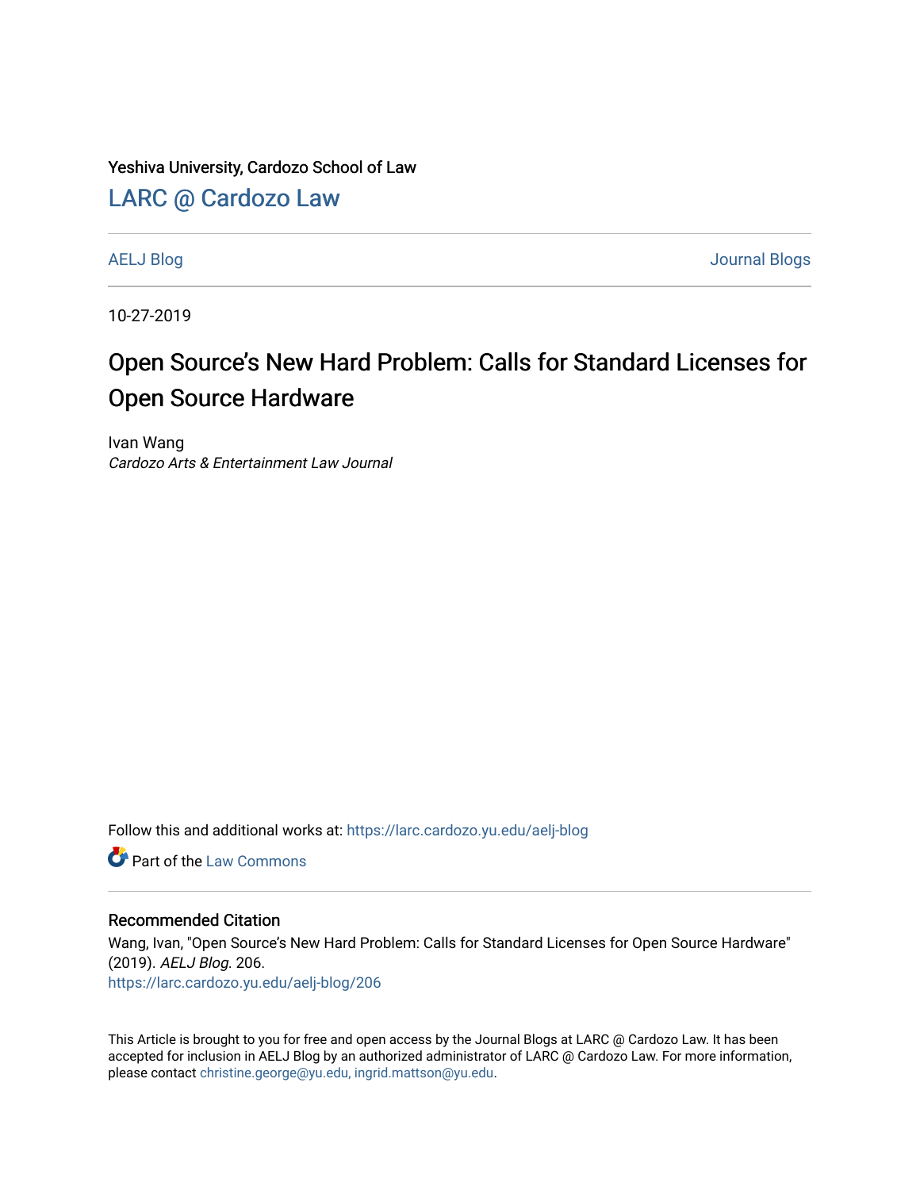Yeshiva University, Cardozo School of Law

[LARC @ Cardozo Law](https://larc.cardozo.yu.edu/)

AELJ Blog | Journal Blogs

10-27-2019

# Open Source's New Hard Problem: Calls for Standard Licenses for Open Source Hardware

Ivan Wang
*Cardozo Arts & Entertainment Law Journal*

Follow this and additional works at: https://larc.cardozo.yu.edu/aelj-blog

Part of the Law Commons

## Recommended Citation

Wang, Ivan, "Open Source's New Hard Problem: Calls for Standard Licenses for Open Source Hardware" (2019). *AELJ Blog*. 206.
https://larc.cardozo.yu.edu/aelj-blog/206

This Article is brought to you for free and open access by the Journal Blogs at LARC @ Cardozo Law. It has been accepted for inclusion in AELJ Blog by an authorized administrator of LARC @ Cardozo Law. For more information, please contact christine.george@yu.edu, ingrid.mattson@yu.edu.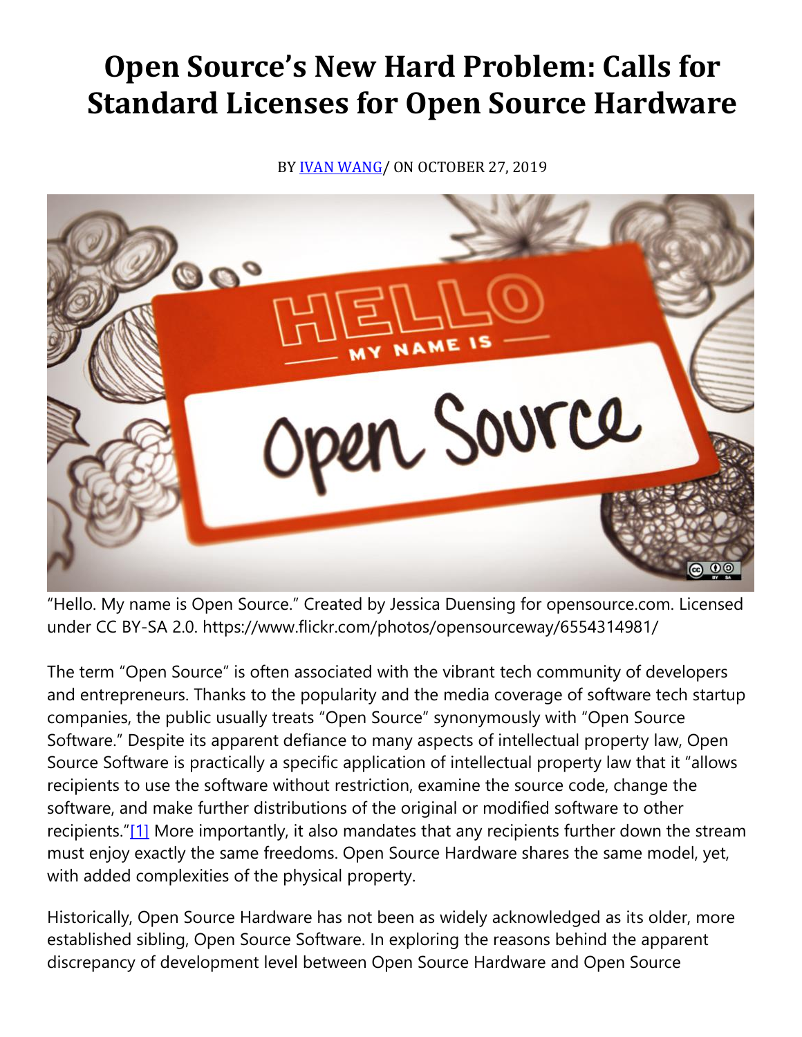# Open Source's New Hard Problem: Calls for Standard Licenses for Open Source Hardware

BY IVAN WANG/ ON OCTOBER 27, 2019

"Hello. My name is Open Source." Created by Jessica Duensing for opensource.com. Licensed under CC BY-SA 2.0. https://www.flickr.com/photos/opensourceway/6554314981/

The term "Open Source" is often associated with the vibrant tech community of developers and entrepreneurs. Thanks to the popularity and the media coverage of software tech startup companies, the public usually treats "Open Source" synonymously with "Open Source Software." Despite its apparent defiance to many aspects of intellectual property law, Open Source Software is practically a specific application of intellectual property law that it "allows recipients to use the software without restriction, examine the source code, change the software, and make further distributions of the original or modified software to other recipients."[1] More importantly, it also mandates that any recipients further down the stream must enjoy exactly the same freedoms. Open Source Hardware shares the same model, yet, with added complexities of the physical property.

Historically, Open Source Hardware has not been as widely acknowledged as its older, more established sibling, Open Source Software. In exploring the reasons behind the apparent discrepancy of development level between Open Source Hardware and Open Source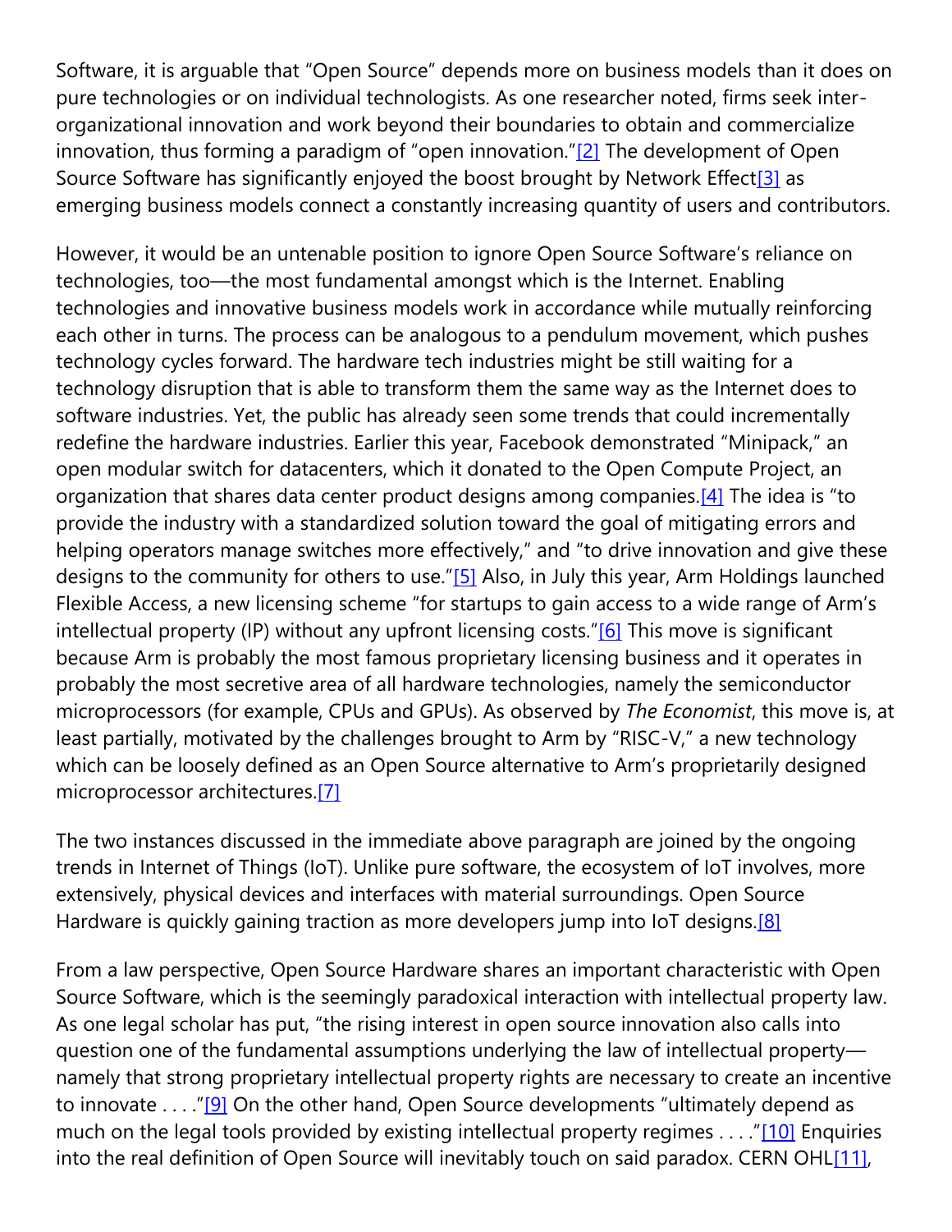Software, it is arguable that "Open Source" depends more on business models than it does on pure technologies or on individual technologists. As one researcher noted, firms seek inter-organizational innovation and work beyond their boundaries to obtain and commercialize innovation, thus forming a paradigm of "open innovation."[2] The development of Open Source Software has significantly enjoyed the boost brought by Network Effect[3] as emerging business models connect a constantly increasing quantity of users and contributors.

However, it would be an untenable position to ignore Open Source Software's reliance on technologies, too—the most fundamental amongst which is the Internet. Enabling technologies and innovative business models work in accordance while mutually reinforcing each other in turns. The process can be analogous to a pendulum movement, which pushes technology cycles forward. The hardware tech industries might be still waiting for a technology disruption that is able to transform them the same way as the Internet does to software industries. Yet, the public has already seen some trends that could incrementally redefine the hardware industries. Earlier this year, Facebook demonstrated "Minipack," an open modular switch for datacenters, which it donated to the Open Compute Project, an organization that shares data center product designs among companies.[4] The idea is "to provide the industry with a standardized solution toward the goal of mitigating errors and helping operators manage switches more effectively," and "to drive innovation and give these designs to the community for others to use."[5] Also, in July this year, Arm Holdings launched Flexible Access, a new licensing scheme "for startups to gain access to a wide range of Arm's intellectual property (IP) without any upfront licensing costs."[6] This move is significant because Arm is probably the most famous proprietary licensing business and it operates in probably the most secretive area of all hardware technologies, namely the semiconductor microprocessors (for example, CPUs and GPUs). As observed by *The Economist*, this move is, at least partially, motivated by the challenges brought to Arm by "RISC-V," a new technology which can be loosely defined as an Open Source alternative to Arm's proprietarily designed microprocessor architectures.[7]

The two instances discussed in the immediate above paragraph are joined by the ongoing trends in Internet of Things (IoT). Unlike pure software, the ecosystem of IoT involves, more extensively, physical devices and interfaces with material surroundings. Open Source Hardware is quickly gaining traction as more developers jump into IoT designs.[8]

From a law perspective, Open Source Hardware shares an important characteristic with Open Source Software, which is the seemingly paradoxical interaction with intellectual property law. As one legal scholar has put, "the rising interest in open source innovation also calls into question one of the fundamental assumptions underlying the law of intellectual property—namely that strong proprietary intellectual property rights are necessary to create an incentive to innovate . . . ."[9] On the other hand, Open Source developments "ultimately depend as much on the legal tools provided by existing intellectual property regimes . . . ."[10] Enquiries into the real definition of Open Source will inevitably touch on said paradox. CERN OHL[11],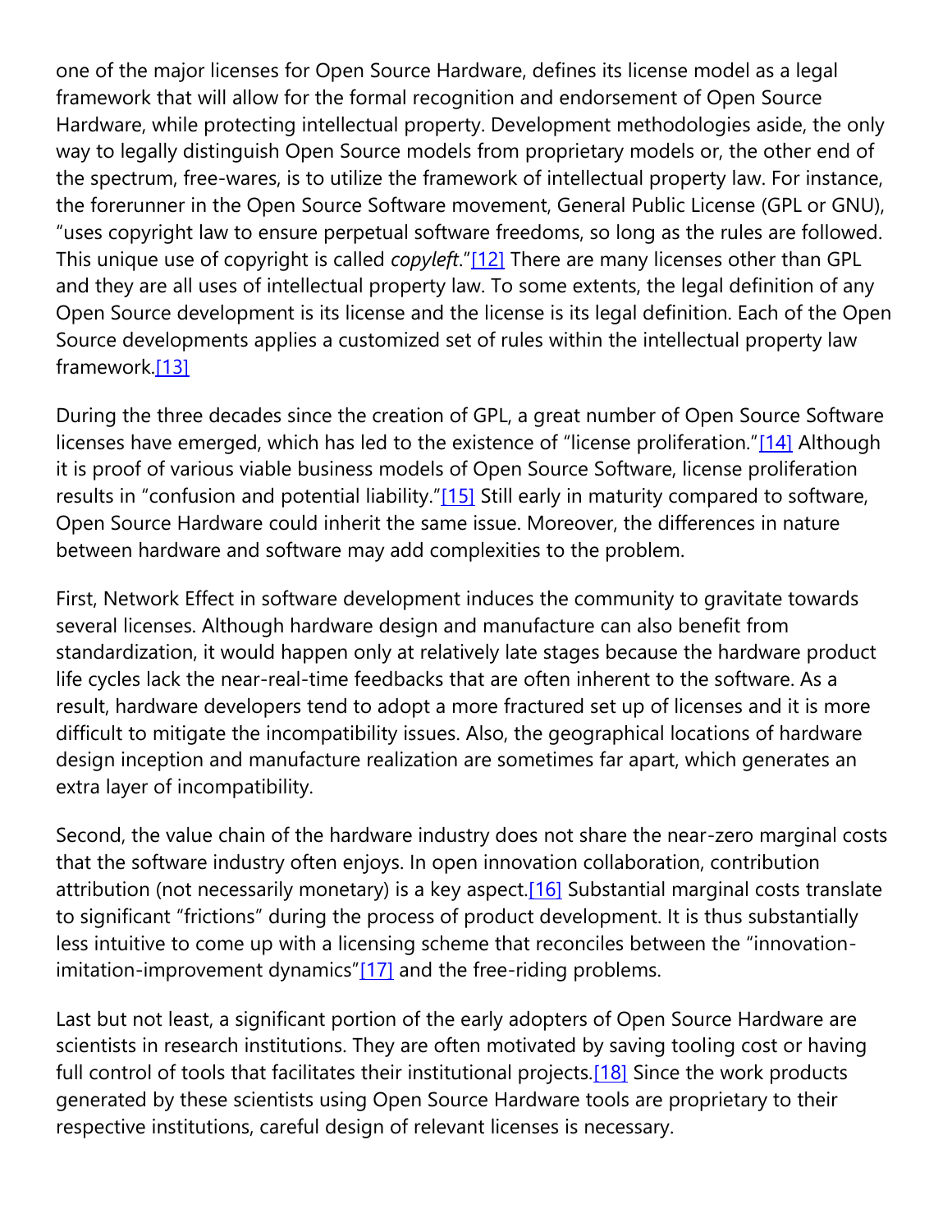one of the major licenses for Open Source Hardware, defines its license model as a legal framework that will allow for the formal recognition and endorsement of Open Source Hardware, while protecting intellectual property. Development methodologies aside, the only way to legally distinguish Open Source models from proprietary models or, the other end of the spectrum, free-wares, is to utilize the framework of intellectual property law. For instance, the forerunner in the Open Source Software movement, General Public License (GPL or GNU), "uses copyright law to ensure perpetual software freedoms, so long as the rules are followed. This unique use of copyright is called *copyleft*."[12] There are many licenses other than GPL and they are all uses of intellectual property law. To some extents, the legal definition of any Open Source development is its license and the license is its legal definition. Each of the Open Source developments applies a customized set of rules within the intellectual property law framework.[13]

During the three decades since the creation of GPL, a great number of Open Source Software licenses have emerged, which has led to the existence of "license proliferation."[14] Although it is proof of various viable business models of Open Source Software, license proliferation results in "confusion and potential liability."[15] Still early in maturity compared to software, Open Source Hardware could inherit the same issue. Moreover, the differences in nature between hardware and software may add complexities to the problem.

First, Network Effect in software development induces the community to gravitate towards several licenses. Although hardware design and manufacture can also benefit from standardization, it would happen only at relatively late stages because the hardware product life cycles lack the near-real-time feedbacks that are often inherent to the software. As a result, hardware developers tend to adopt a more fractured set up of licenses and it is more difficult to mitigate the incompatibility issues. Also, the geographical locations of hardware design inception and manufacture realization are sometimes far apart, which generates an extra layer of incompatibility.

Second, the value chain of the hardware industry does not share the near-zero marginal costs that the software industry often enjoys. In open innovation collaboration, contribution attribution (not necessarily monetary) is a key aspect.[16] Substantial marginal costs translate to significant "frictions" during the process of product development. It is thus substantially less intuitive to come up with a licensing scheme that reconciles between the "innovation-imitation-improvement dynamics"[17] and the free-riding problems.

Last but not least, a significant portion of the early adopters of Open Source Hardware are scientists in research institutions. They are often motivated by saving tooling cost or having full control of tools that facilitates their institutional projects.[18] Since the work products generated by these scientists using Open Source Hardware tools are proprietary to their respective institutions, careful design of relevant licenses is necessary.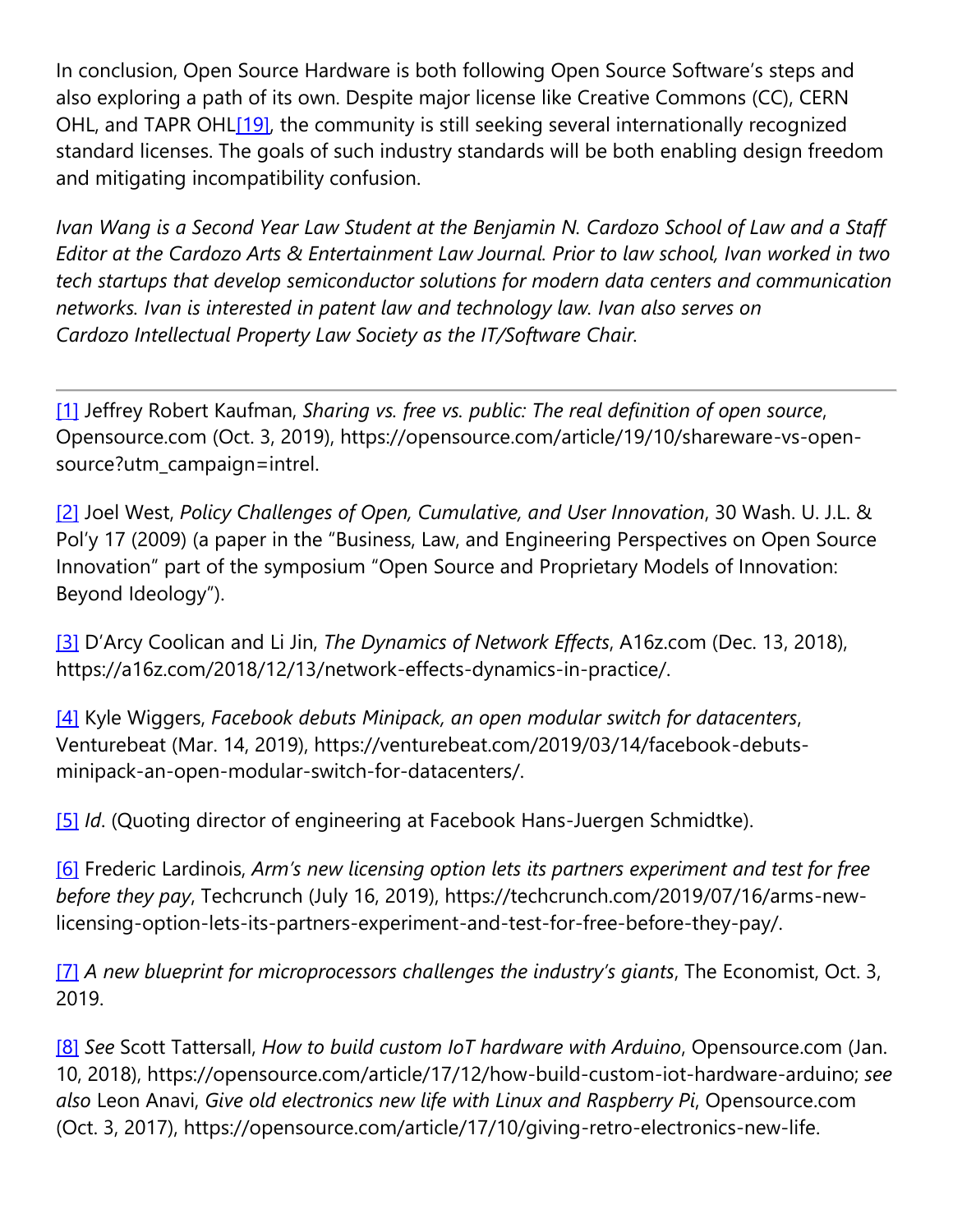In conclusion, Open Source Hardware is both following Open Source Software's steps and also exploring a path of its own. Despite major license like Creative Commons (CC), CERN OHL, and TAPR OHL[19], the community is still seeking several internationally recognized standard licenses. The goals of such industry standards will be both enabling design freedom and mitigating incompatibility confusion.

*Ivan Wang is a Second Year Law Student at the Benjamin N. Cardozo School of Law and a Staff Editor at the Cardozo Arts & Entertainment Law Journal. Prior to law school, Ivan worked in two tech startups that develop semiconductor solutions for modern data centers and communication networks. Ivan is interested in patent law and technology law. Ivan also serves on Cardozo Intellectual Property Law Society as the IT/Software Chair.*

---

[1] Jeffrey Robert Kaufman, *Sharing vs. free vs. public: The real definition of open source*, Opensource.com (Oct. 3, 2019), https://opensource.com/article/19/10/shareware-vs-open-source?utm_campaign=intrel.

[2] Joel West, *Policy Challenges of Open, Cumulative, and User Innovation*, 30 Wash. U. J.L. & Pol'y 17 (2009) (a paper in the "Business, Law, and Engineering Perspectives on Open Source Innovation" part of the symposium "Open Source and Proprietary Models of Innovation: Beyond Ideology").

[3] D'Arcy Coolican and Li Jin, *The Dynamics of Network Effects*, A16z.com (Dec. 13, 2018), https://a16z.com/2018/12/13/network-effects-dynamics-in-practice/.

[4] Kyle Wiggers, *Facebook debuts Minipack, an open modular switch for datacenters*, Venturebeat (Mar. 14, 2019), https://venturebeat.com/2019/03/14/facebook-debuts-minipack-an-open-modular-switch-for-datacenters/.

[5] *Id*. (Quoting director of engineering at Facebook Hans-Juergen Schmidtke).

[6] Frederic Lardinois, *Arm's new licensing option lets its partners experiment and test for free before they pay*, Techcrunch (July 16, 2019), https://techcrunch.com/2019/07/16/arms-new-licensing-option-lets-its-partners-experiment-and-test-for-free-before-they-pay/.

[7] *A new blueprint for microprocessors challenges the industry's giants*, The Economist, Oct. 3, 2019.

[8] *See* Scott Tattersall, *How to build custom IoT hardware with Arduino*, Opensource.com (Jan. 10, 2018), https://opensource.com/article/17/12/how-build-custom-iot-hardware-arduino; *see also* Leon Anavi, *Give old electronics new life with Linux and Raspberry Pi*, Opensource.com (Oct. 3, 2017), https://opensource.com/article/17/10/giving-retro-electronics-new-life.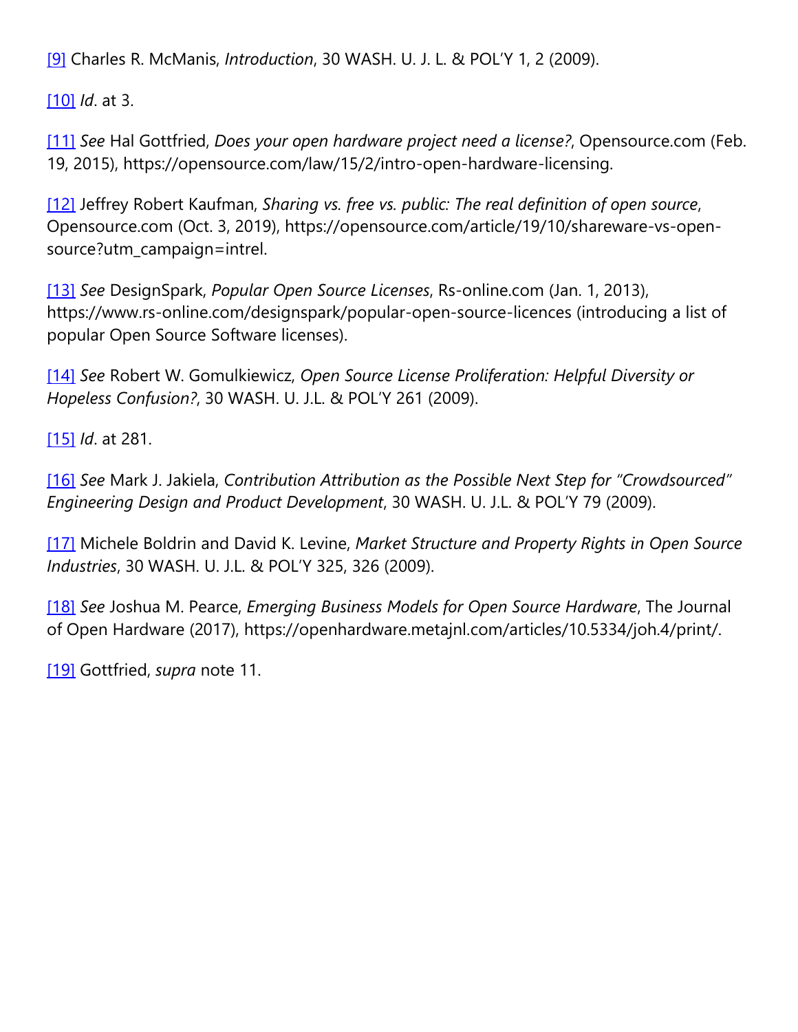[9] Charles R. McManis, *Introduction*, 30 WASH. U. J. L. & POL'Y 1, 2 (2009).

[10] *Id*. at 3.

[11] *See* Hal Gottfried, *Does your open hardware project need a license?*, Opensource.com (Feb. 19, 2015), https://opensource.com/law/15/2/intro-open-hardware-licensing.

[12] Jeffrey Robert Kaufman, *Sharing vs. free vs. public: The real definition of open source*, Opensource.com (Oct. 3, 2019), https://opensource.com/article/19/10/shareware-vs-open-source?utm_campaign=intrel.

[13] *See* DesignSpark, *Popular Open Source Licenses*, Rs-online.com (Jan. 1, 2013), https://www.rs-online.com/designspark/popular-open-source-licences (introducing a list of popular Open Source Software licenses).

[14] *See* Robert W. Gomulkiewicz, *Open Source License Proliferation: Helpful Diversity or Hopeless Confusion?*, 30 WASH. U. J.L. & POL'Y 261 (2009).

[15] *Id*. at 281.

[16] *See* Mark J. Jakiela, *Contribution Attribution as the Possible Next Step for "Crowdsourced" Engineering Design and Product Development*, 30 WASH. U. J.L. & POL'Y 79 (2009).

[17] Michele Boldrin and David K. Levine, *Market Structure and Property Rights in Open Source Industries*, 30 WASH. U. J.L. & POL'Y 325, 326 (2009).

[18] *See* Joshua M. Pearce, *Emerging Business Models for Open Source Hardware*, The Journal of Open Hardware (2017), https://openhardware.metajnl.com/articles/10.5334/joh.4/print/.

[19] Gottfried, *supra* note 11.